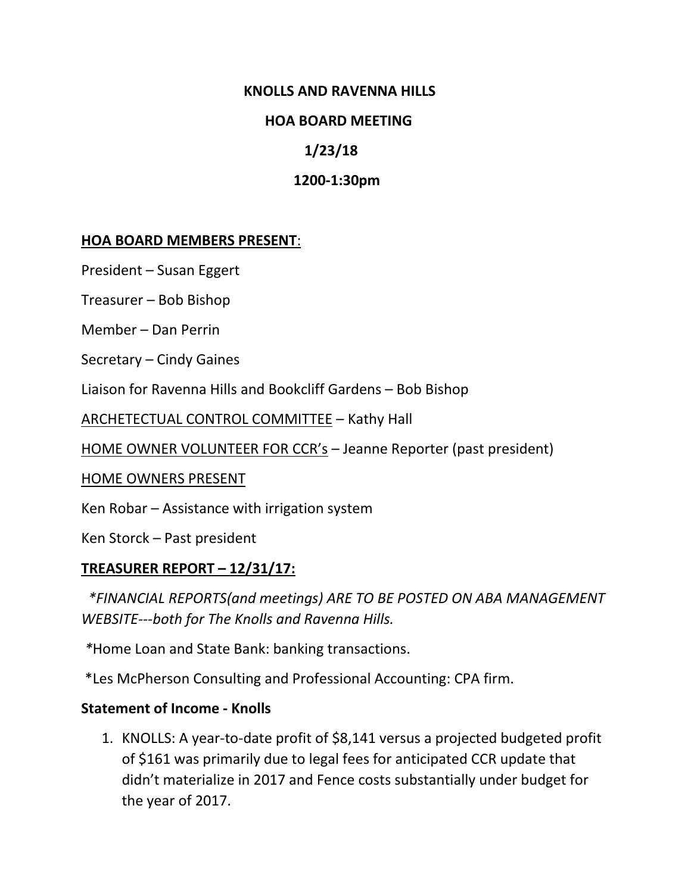# KNOLLS AND RAVENNA HILLS

## HOA BOARD MEETING

## 1/23/18

## 1200-1:30pm

**HOA BOARD MEMBERS PRESENT**:

President – Susan Eggert

Treasurer – Bob Bishop

Member – Dan Perrin

Secretary – Cindy Gaines

Liaison for Ravenna Hills and Bookcliff Gardens – Bob Bishop

ARCHETECTUAL CONTROL COMMITTEE – Kathy Hall

HOME OWNER VOLUNTEER FOR CCR's – Jeanne Reporter (past president)

HOME OWNERS PRESENT

Ken Robar – Assistance with irrigation system

Ken Storck – Past president

**TREASURER REPORT – 12/31/17:**

*\*FINANCIAL REPORTS(and meetings) ARE TO BE POSTED ON ABA MANAGEMENT WEBSITE---both for The Knolls and Ravenna Hills.*

\*Home Loan and State Bank: banking transactions.

\*Les McPherson Consulting and Professional Accounting: CPA firm.

**Statement of Income - Knolls**

1. KNOLLS: A year-to-date profit of $8,141 versus a projected budgeted profit of $161 was primarily due to legal fees for anticipated CCR update that didn't materialize in 2017 and Fence costs substantially under budget for the year of 2017.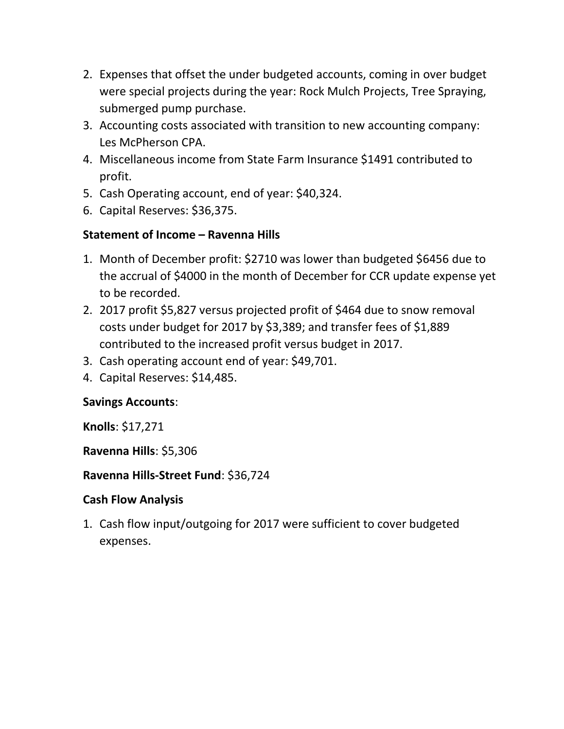2. Expenses that offset the under budgeted accounts, coming in over budget were special projects during the year: Rock Mulch Projects, Tree Spraying, submerged pump purchase.
3. Accounting costs associated with transition to new accounting company: Les McPherson CPA.
4. Miscellaneous income from State Farm Insurance $1491 contributed to profit.
5. Cash Operating account, end of year: $40,324.
6. Capital Reserves: $36,375.

**Statement of Income – Ravenna Hills**

1. Month of December profit: $2710 was lower than budgeted $6456 due to the accrual of $4000 in the month of December for CCR update expense yet to be recorded.
2. 2017 profit $5,827 versus projected profit of $464 due to snow removal costs under budget for 2017 by $3,389; and transfer fees of $1,889 contributed to the increased profit versus budget in 2017.
3. Cash operating account end of year: $49,701.
4. Capital Reserves: $14,485.

**Savings Accounts**:

**Knolls**: $17,271

**Ravenna Hills**: $5,306

**Ravenna Hills-Street Fund**: $36,724

**Cash Flow Analysis**

1. Cash flow input/outgoing for 2017 were sufficient to cover budgeted expenses.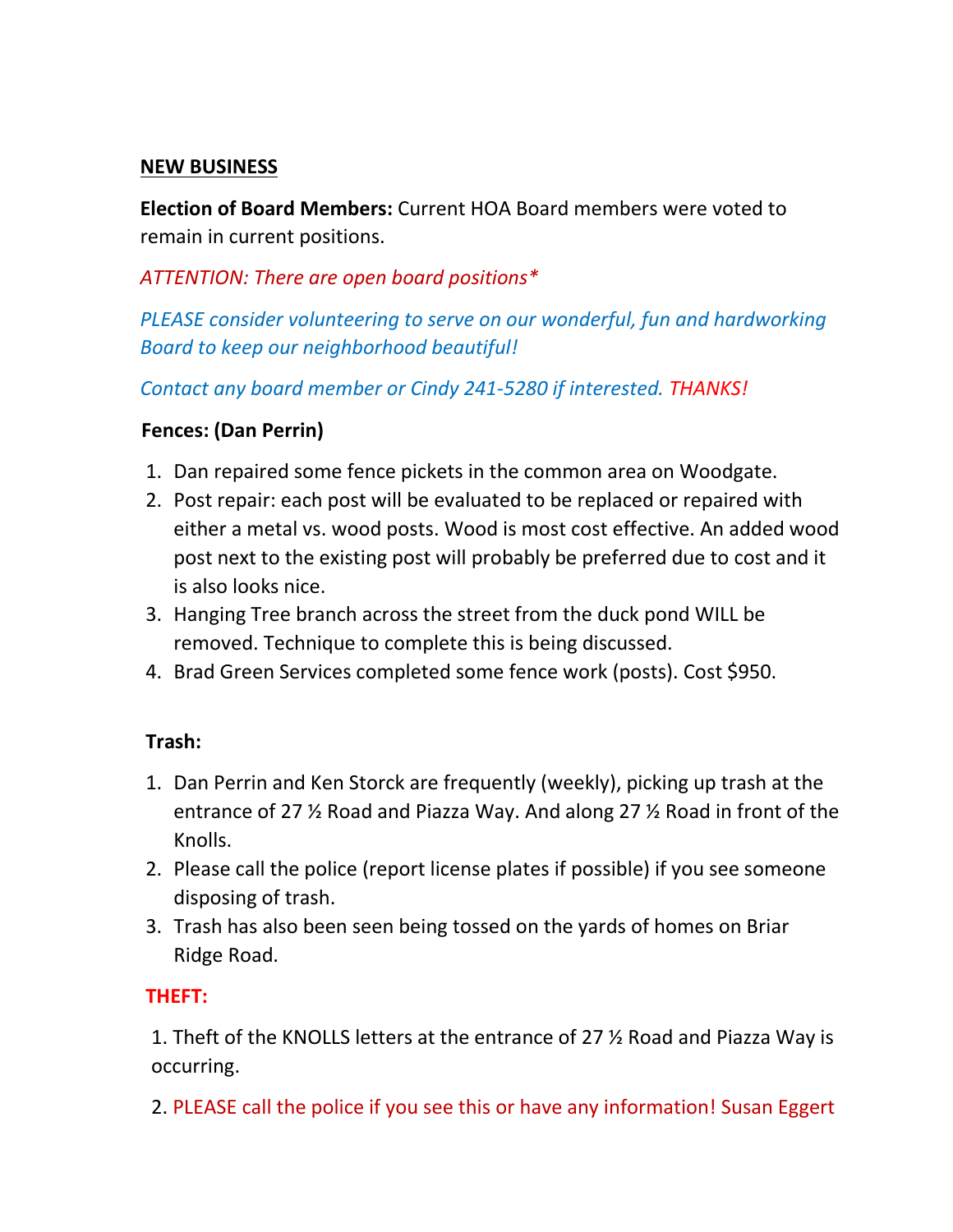<u>**NEW BUSINESS**</u>

**Election of Board Members:** Current HOA Board members were voted to remain in current positions.

*ATTENTION: There are open board positions**

*PLEASE consider volunteering to serve on our wonderful, fun and hardworking Board to keep our neighborhood beautiful!*

*Contact any board member or Cindy 241-5280 if interested. THANKS!*

**Fences: (Dan Perrin)**

1. Dan repaired some fence pickets in the common area on Woodgate.
2. Post repair: each post will be evaluated to be replaced or repaired with either a metal vs. wood posts. Wood is most cost effective. An added wood post next to the existing post will probably be preferred due to cost and it is also looks nice.
3. Hanging Tree branch across the street from the duck pond WILL be removed. Technique to complete this is being discussed.
4. Brad Green Services completed some fence work (posts). Cost $950.

**Trash:**

1. Dan Perrin and Ken Storck are frequently (weekly), picking up trash at the entrance of 27 ½ Road and Piazza Way. And along 27 ½ Road in front of the Knolls.
2. Please call the police (report license plates if possible) if you see someone disposing of trash.
3. Trash has also been seen being tossed on the yards of homes on Briar Ridge Road.

**THEFT:**

1. Theft of the KNOLLS letters at the entrance of 27 ½ Road and Piazza Way is occurring.

2. PLEASE call the police if you see this or have any information! Susan Eggert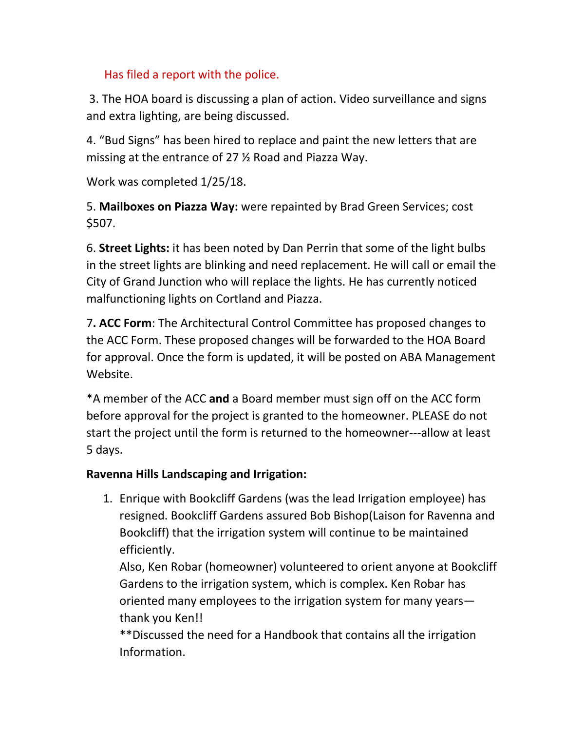Has filed a report with the police.

3. The HOA board is discussing a plan of action. Video surveillance and signs and extra lighting, are being discussed.

4. “Bud Signs” has been hired to replace and paint the new letters that are missing at the entrance of 27 ½ Road and Piazza Way.

Work was completed 1/25/18.

5. **Mailboxes on Piazza Way:** were repainted by Brad Green Services; cost $507.

6. **Street Lights:** it has been noted by Dan Perrin that some of the light bulbs in the street lights are blinking and need replacement. He will call or email the City of Grand Junction who will replace the lights. He has currently noticed malfunctioning lights on Cortland and Piazza.

7**. ACC Form**: The Architectural Control Committee has proposed changes to the ACC Form. These proposed changes will be forwarded to the HOA Board for approval. Once the form is updated, it will be posted on ABA Management Website.

*A member of the ACC **and** a Board member must sign off on the ACC form before approval for the project is granted to the homeowner. PLEASE do not start the project until the form is returned to the homeowner---allow at least 5 days.

**Ravenna Hills Landscaping and Irrigation:**

1. Enrique with Bookcliff Gardens (was the lead Irrigation employee) has resigned. Bookcliff Gardens assured Bob Bishop(Laison for Ravenna and Bookcliff) that the irrigation system will continue to be maintained efficiently.
   Also, Ken Robar (homeowner) volunteered to orient anyone at Bookcliff Gardens to the irrigation system, which is complex. Ken Robar has oriented many employees to the irrigation system for many years—thank you Ken!!
   **Discussed the need for a Handbook that contains all the irrigation Information.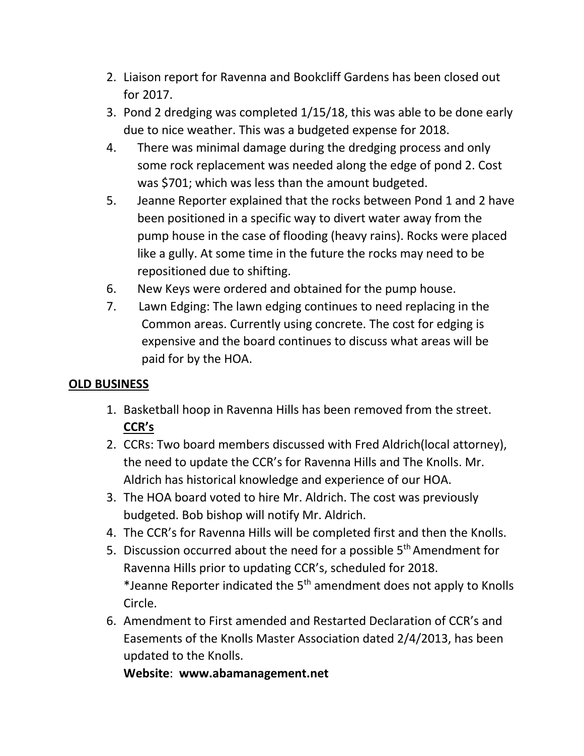2. Liaison report for Ravenna and Bookcliff Gardens has been closed out for 2017.
3. Pond 2 dredging was completed 1/15/18, this was able to be done early due to nice weather. This was a budgeted expense for 2018.
4. There was minimal damage during the dredging process and only some rock replacement was needed along the edge of pond 2. Cost was $701; which was less than the amount budgeted.
5. Jeanne Reporter explained that the rocks between Pond 1 and 2 have been positioned in a specific way to divert water away from the pump house in the case of flooding (heavy rains). Rocks were placed like a gully. At some time in the future the rocks may need to be repositioned due to shifting.
6. New Keys were ordered and obtained for the pump house.
7. Lawn Edging: The lawn edging continues to need replacing in the Common areas. Currently using concrete. The cost for edging is expensive and the board continues to discuss what areas will be paid for by the HOA.

**OLD BUSINESS**

1. Basketball hoop in Ravenna Hills has been removed from the street.

   **CCR's**

2. CCRs: Two board members discussed with Fred Aldrich(local attorney), the need to update the CCR's for Ravenna Hills and The Knolls. Mr. Aldrich has historical knowledge and experience of our HOA.
3. The HOA board voted to hire Mr. Aldrich. The cost was previously budgeted. Bob bishop will notify Mr. Aldrich.
4. The CCR's for Ravenna Hills will be completed first and then the Knolls.
5. Discussion occurred about the need for a possible 5th Amendment for Ravenna Hills prior to updating CCR's, scheduled for 2018.
   *Jeanne Reporter indicated the 5th amendment does not apply to Knolls Circle.
6. Amendment to First amended and Restarted Declaration of CCR's and Easements of the Knolls Master Association dated 2/4/2013, has been updated to the Knolls.

   **Website**: **www.abamanagement.net**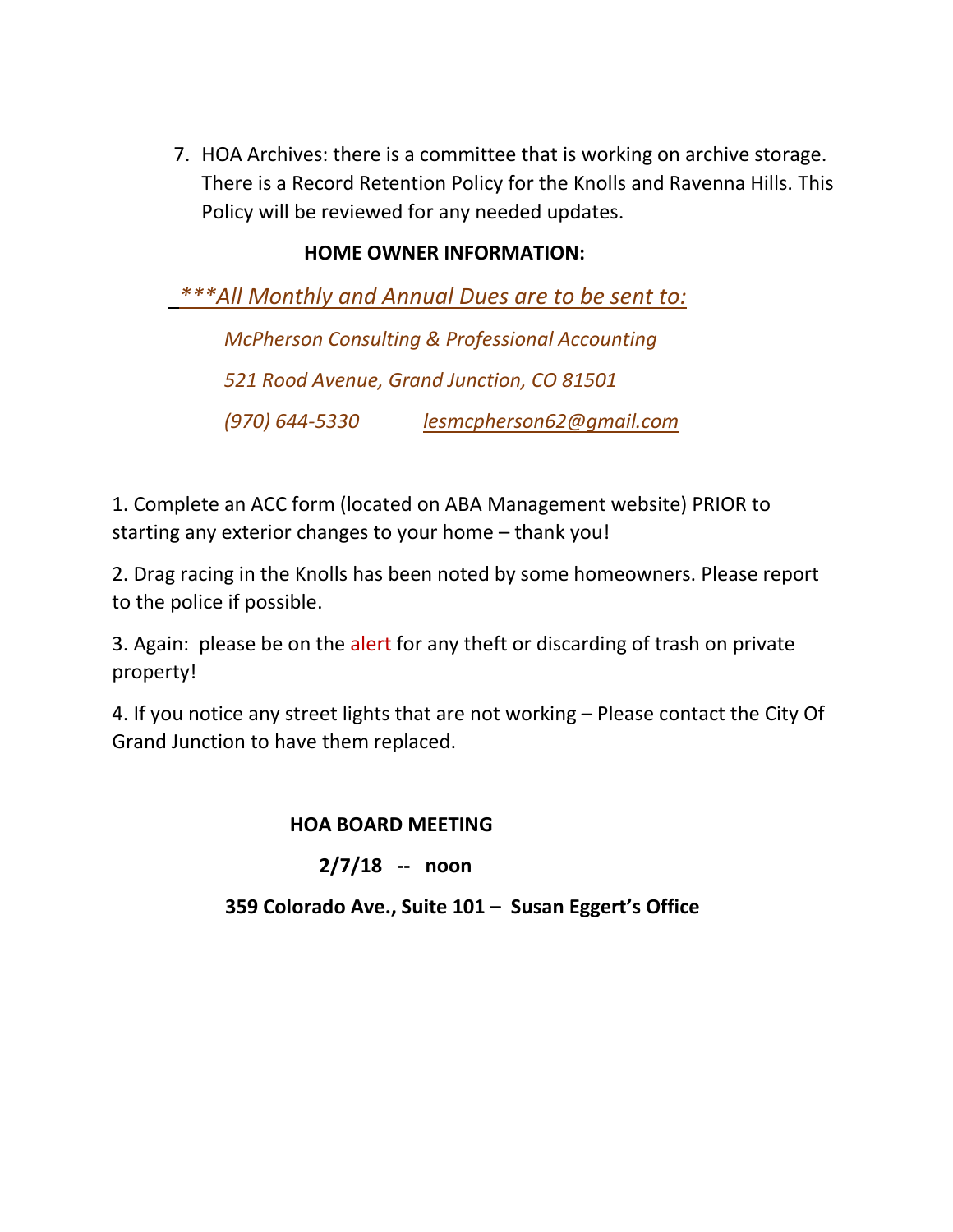7. HOA Archives: there is a committee that is working on archive storage. There is a Record Retention Policy for the Knolls and Ravenna Hills. This Policy will be reviewed for any needed updates.

**HOME OWNER INFORMATION:**

*\*\*\*All Monthly and Annual Dues are to be sent to:*

*McPherson Consulting & Professional Accounting*

*521 Rood Avenue, Grand Junction, CO 81501*

*(970) 644-5330* *lesmcpherson62@gmail.com*

1. Complete an ACC form (located on ABA Management website) PRIOR to starting any exterior changes to your home – thank you!

2. Drag racing in the Knolls has been noted by some homeowners. Please report to the police if possible.

3. Again: please be on the alert for any theft or discarding of trash on private property!

4. If you notice any street lights that are not working – Please contact the City Of Grand Junction to have them replaced.

**HOA BOARD MEETING**

**2/7/18 -- noon**

**359 Colorado Ave., Suite 101 – Susan Eggert's Office**